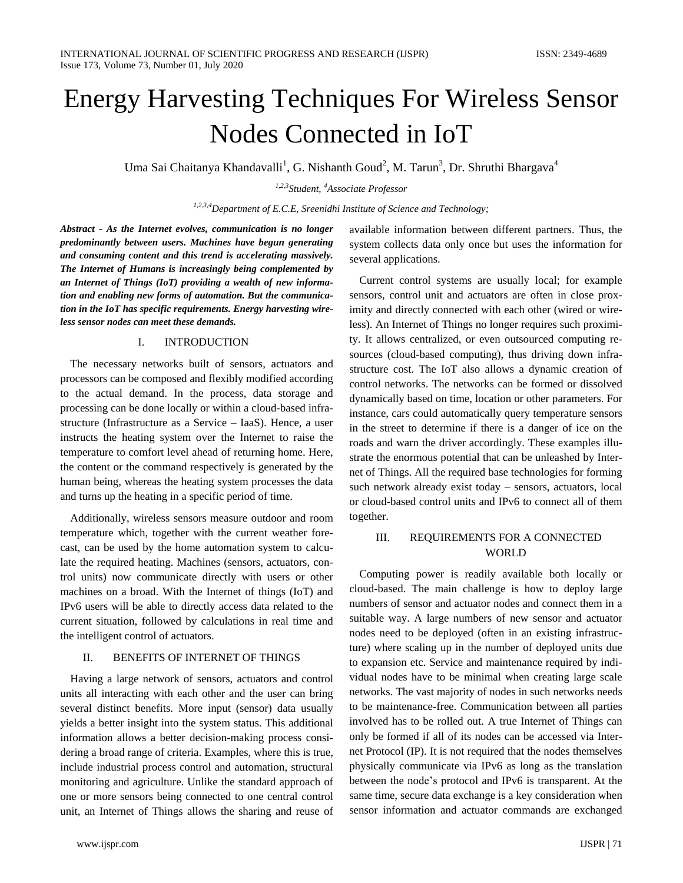# Energy Harvesting Techniques For Wireless Sensor Nodes Connected in IoT

Uma Sai Chaitanya Khandavalli[1], G. Nishanth Goud[2], M. Tarun[3], Dr. Shruthi Bhargava[4]

[1,2,3]*Student*, [4]*Associate Professor*

[1,2,3,4]*Department of E.C.E, Sreenidhi Institute of Science and Technology;*

***Abstract - As the Internet evolves, communication is no longer predominantly between users. Machines have begun generating and consuming content and this trend is accelerating massively. The Internet of Humans is increasingly being complemented by an Internet of Things (IoT) providing a wealth of new information and enabling new forms of automation. But the communication in the IoT has specific requirements. Energy harvesting wireless sensor nodes can meet these demands.***

## I. INTRODUCTION

The necessary networks built of sensors, actuators and processors can be composed and flexibly modified according to the actual demand. In the process, data storage and processing can be done locally or within a cloud-based infrastructure (Infrastructure as a Service – IaaS). Hence, a user instructs the heating system over the Internet to raise the temperature to comfort level ahead of returning home. Here, the content or the command respectively is generated by the human being, whereas the heating system processes the data and turns up the heating in a specific period of time.

Additionally, wireless sensors measure outdoor and room temperature which, together with the current weather forecast, can be used by the home automation system to calculate the required heating. Machines (sensors, actuators, control units) now communicate directly with users or other machines on a broad. With the Internet of things (IoT) and IPv6 users will be able to directly access data related to the current situation, followed by calculations in real time and the intelligent control of actuators.

## II. BENEFITS OF INTERNET OF THINGS

Having a large network of sensors, actuators and control units all interacting with each other and the user can bring several distinct benefits. More input (sensor) data usually yields a better insight into the system status. This additional information allows a better decision-making process considering a broad range of criteria. Examples, where this is true, include industrial process control and automation, structural monitoring and agriculture. Unlike the standard approach of one or more sensors being connected to one central control unit, an Internet of Things allows the sharing and reuse of available information between different partners. Thus, the system collects data only once but uses the information for several applications.

Current control systems are usually local; for example sensors, control unit and actuators are often in close proximity and directly connected with each other (wired or wireless). An Internet of Things no longer requires such proximity. It allows centralized, or even outsourced computing resources (cloud-based computing), thus driving down infrastructure cost. The IoT also allows a dynamic creation of control networks. The networks can be formed or dissolved dynamically based on time, location or other parameters. For instance, cars could automatically query temperature sensors in the street to determine if there is a danger of ice on the roads and warn the driver accordingly. These examples illustrate the enormous potential that can be unleashed by Internet of Things. All the required base technologies for forming such network already exist today – sensors, actuators, local or cloud-based control units and IPv6 to connect all of them together.

## III. REQUIREMENTS FOR A CONNECTED WORLD

Computing power is readily available both locally or cloud-based. The main challenge is how to deploy large numbers of sensor and actuator nodes and connect them in a suitable way. A large numbers of new sensor and actuator nodes need to be deployed (often in an existing infrastructure) where scaling up in the number of deployed units due to expansion etc. Service and maintenance required by individual nodes have to be minimal when creating large scale networks. The vast majority of nodes in such networks needs to be maintenance-free. Communication between all parties involved has to be rolled out. A true Internet of Things can only be formed if all of its nodes can be accessed via Internet Protocol (IP). It is not required that the nodes themselves physically communicate via IPv6 as long as the translation between the node's protocol and IPv6 is transparent. At the same time, secure data exchange is a key consideration when sensor information and actuator commands are exchanged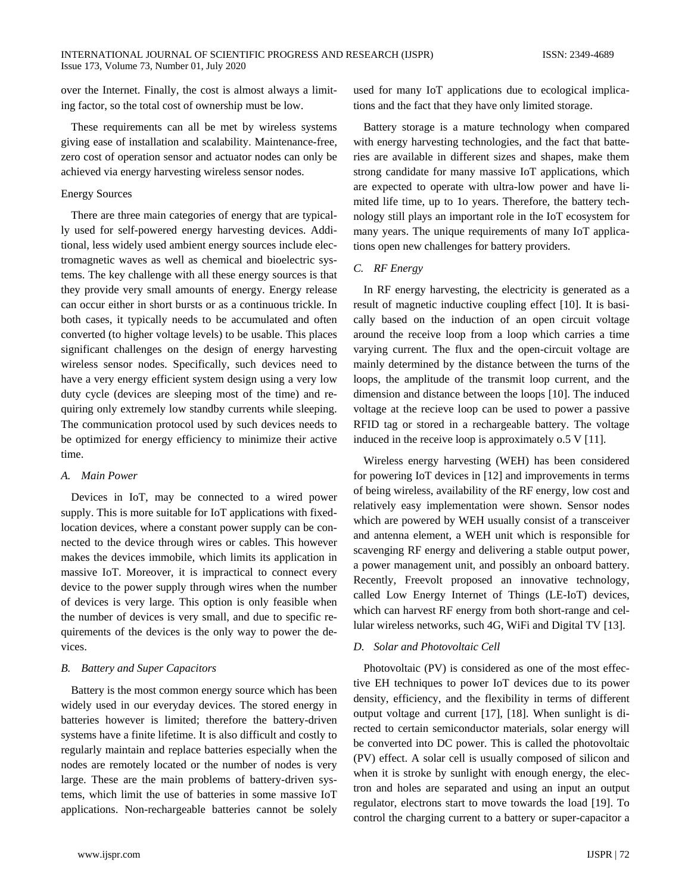over the Internet. Finally, the cost is almost always a limiting factor, so the total cost of ownership must be low.

These requirements can all be met by wireless systems giving ease of installation and scalability. Maintenance-free, zero cost of operation sensor and actuator nodes can only be achieved via energy harvesting wireless sensor nodes.

Energy Sources

There are three main categories of energy that are typically used for self-powered energy harvesting devices. Additional, less widely used ambient energy sources include electromagnetic waves as well as chemical and bioelectric systems. The key challenge with all these energy sources is that they provide very small amounts of energy. Energy release can occur either in short bursts or as a continuous trickle. In both cases, it typically needs to be accumulated and often converted (to higher voltage levels) to be usable. This places significant challenges on the design of energy harvesting wireless sensor nodes. Specifically, such devices need to have a very energy efficient system design using a very low duty cycle (devices are sleeping most of the time) and requiring only extremely low standby currents while sleeping. The communication protocol used by such devices needs to be optimized for energy efficiency to minimize their active time.

### *A. Main Power*

Devices in IoT, may be connected to a wired power supply. This is more suitable for IoT applications with fixed-location devices, where a constant power supply can be connected to the device through wires or cables. This however makes the devices immobile, which limits its application in massive IoT. Moreover, it is impractical to connect every device to the power supply through wires when the number of devices is very large. This option is only feasible when the number of devices is very small, and due to specific requirements of the devices is the only way to power the devices.

### *B. Battery and Super Capacitors*

Battery is the most common energy source which has been widely used in our everyday devices. The stored energy in batteries however is limited; therefore the battery-driven systems have a finite lifetime. It is also difficult and costly to regularly maintain and replace batteries especially when the nodes are remotely located or the number of nodes is very large. These are the main problems of battery-driven systems, which limit the use of batteries in some massive IoT applications. Non-rechargeable batteries cannot be solely used for many IoT applications due to ecological implications and the fact that they have only limited storage.

Battery storage is a mature technology when compared with energy harvesting technologies, and the fact that batteries are available in different sizes and shapes, make them strong candidate for many massive IoT applications, which are expected to operate with ultra-low power and have limited life time, up to 1o years. Therefore, the battery technology still plays an important role in the IoT ecosystem for many years. The unique requirements of many IoT applications open new challenges for battery providers.

### *C. RF Energy*

In RF energy harvesting, the electricity is generated as a result of magnetic inductive coupling effect [10]. It is basically based on the induction of an open circuit voltage around the receive loop from a loop which carries a time varying current. The flux and the open-circuit voltage are mainly determined by the distance between the turns of the loops, the amplitude of the transmit loop current, and the dimension and distance between the loops [10]. The induced voltage at the recieve loop can be used to power a passive RFID tag or stored in a rechargeable battery. The voltage induced in the receive loop is approximately o.5 V [11].

Wireless energy harvesting (WEH) has been considered for powering IoT devices in [12] and improvements in terms of being wireless, availability of the RF energy, low cost and relatively easy implementation were shown. Sensor nodes which are powered by WEH usually consist of a transceiver and antenna element, a WEH unit which is responsible for scavenging RF energy and delivering a stable output power, a power management unit, and possibly an onboard battery. Recently, Freevolt proposed an innovative technology, called Low Energy Internet of Things (LE-IoT) devices, which can harvest RF energy from both short-range and cellular wireless networks, such 4G, WiFi and Digital TV [13].

### *D. Solar and Photovoltaic Cell*

Photovoltaic (PV) is considered as one of the most effective EH techniques to power IoT devices due to its power density, efficiency, and the flexibility in terms of different output voltage and current [17], [18]. When sunlight is directed to certain semiconductor materials, solar energy will be converted into DC power. This is called the photovoltaic (PV) effect. A solar cell is usually composed of silicon and when it is stroke by sunlight with enough energy, the electron and holes are separated and using an input an output regulator, electrons start to move towards the load [19]. To control the charging current to a battery or super-capacitor a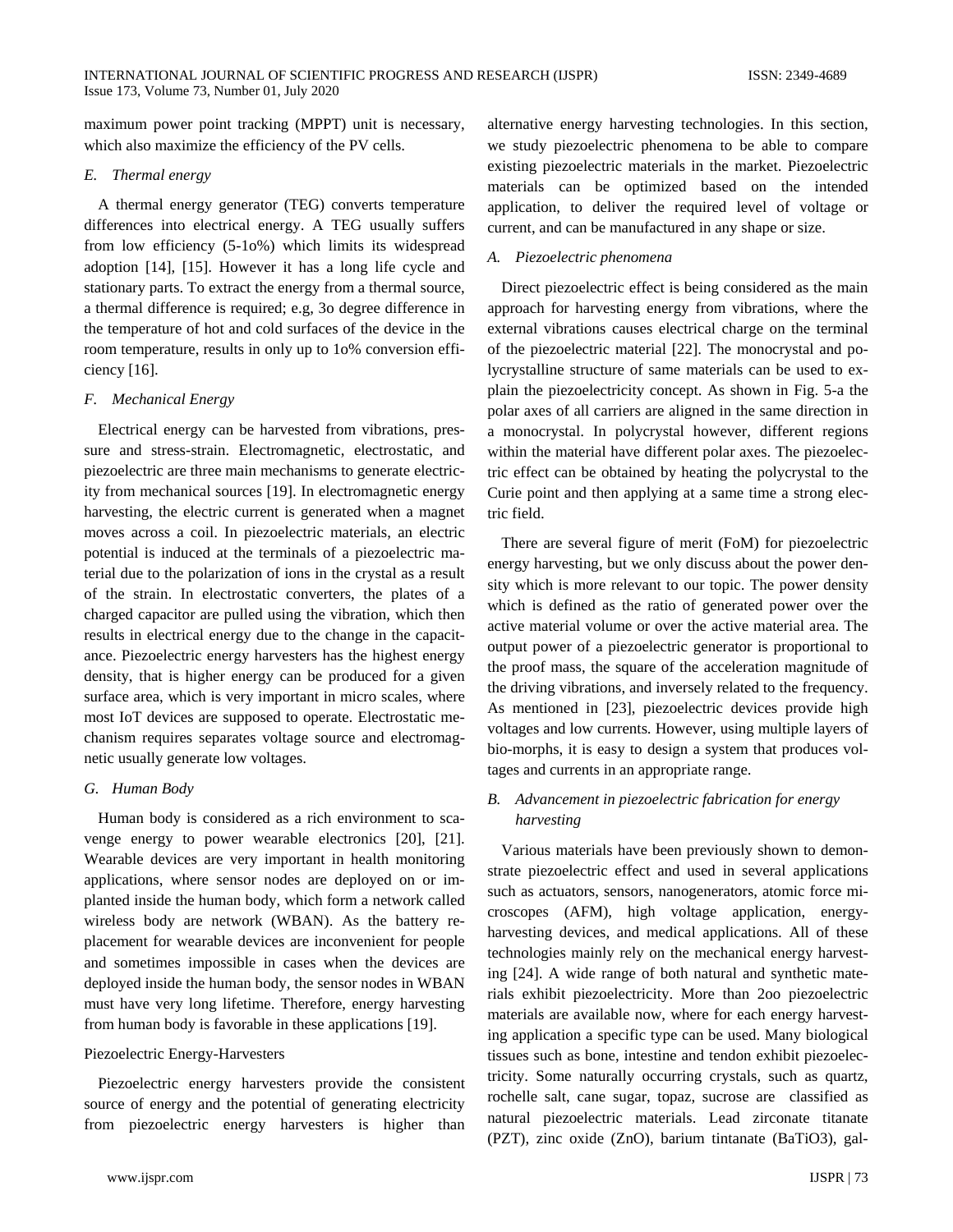maximum power point tracking (MPPT) unit is necessary, which also maximize the efficiency of the PV cells.

### E. Thermal energy

A thermal energy generator (TEG) converts temperature differences into electrical energy. A TEG usually suffers from low efficiency (5-1o%) which limits its widespread adoption [14], [15]. However it has a long life cycle and stationary parts. To extract the energy from a thermal source, a thermal difference is required; e.g, 3o degree difference in the temperature of hot and cold surfaces of the device in the room temperature, results in only up to 1o% conversion efficiency [16].

### F. Mechanical Energy

Electrical energy can be harvested from vibrations, pressure and stress-strain. Electromagnetic, electrostatic, and piezoelectric are three main mechanisms to generate electricity from mechanical sources [19]. In electromagnetic energy harvesting, the electric current is generated when a magnet moves across a coil. In piezoelectric materials, an electric potential is induced at the terminals of a piezoelectric material due to the polarization of ions in the crystal as a result of the strain. In electrostatic converters, the plates of a charged capacitor are pulled using the vibration, which then results in electrical energy due to the change in the capacitance. Piezoelectric energy harvesters has the highest energy density, that is higher energy can be produced for a given surface area, which is very important in micro scales, where most IoT devices are supposed to operate. Electrostatic mechanism requires separates voltage source and electromagnetic usually generate low voltages.

### G. Human Body

Human body is considered as a rich environment to scavenge energy to power wearable electronics [20], [21]. Wearable devices are very important in health monitoring applications, where sensor nodes are deployed on or implanted inside the human body, which form a network called wireless body are network (WBAN). As the battery replacement for wearable devices are inconvenient for people and sometimes impossible in cases when the devices are deployed inside the human body, the sensor nodes in WBAN must have very long lifetime. Therefore, energy harvesting from human body is favorable in these applications [19].

## Piezoelectric Energy-Harvesters

Piezoelectric energy harvesters provide the consistent source of energy and the potential of generating electricity from piezoelectric energy harvesters is higher than alternative energy harvesting technologies. In this section, we study piezoelectric phenomena to be able to compare existing piezoelectric materials in the market. Piezoelectric materials can be optimized based on the intended application, to deliver the required level of voltage or current, and can be manufactured in any shape or size.

### A. Piezoelectric phenomena

Direct piezoelectric effect is being considered as the main approach for harvesting energy from vibrations, where the external vibrations causes electrical charge on the terminal of the piezoelectric material [22]. The monocrystal and polycrystalline structure of same materials can be used to explain the piezoelectricity concept. As shown in Fig. 5-a the polar axes of all carriers are aligned in the same direction in a monocrystal. In polycrystal however, different regions within the material have different polar axes. The piezoelectric effect can be obtained by heating the polycrystal to the Curie point and then applying at a same time a strong electric field.

There are several figure of merit (FoM) for piezoelectric energy harvesting, but we only discuss about the power density which is more relevant to our topic. The power density which is defined as the ratio of generated power over the active material volume or over the active material area. The output power of a piezoelectric generator is proportional to the proof mass, the square of the acceleration magnitude of the driving vibrations, and inversely related to the frequency. As mentioned in [23], piezoelectric devices provide high voltages and low currents. However, using multiple layers of bio-morphs, it is easy to design a system that produces voltages and currents in an appropriate range.

### B. Advancement in piezoelectric fabrication for energy harvesting

Various materials have been previously shown to demonstrate piezoelectric effect and used in several applications such as actuators, sensors, nanogenerators, atomic force microscopes (AFM), high voltage application, energy-harvesting devices, and medical applications. All of these technologies mainly rely on the mechanical energy harvesting [24]. A wide range of both natural and synthetic materials exhibit piezoelectricity. More than 2oo piezoelectric materials are available now, where for each energy harvesting application a specific type can be used. Many biological tissues such as bone, intestine and tendon exhibit piezoelectricity. Some naturally occurring crystals, such as quartz, rochelle salt, cane sugar, topaz, sucrose are classified as natural piezoelectric materials. Lead zirconate titanate (PZT), zinc oxide (ZnO), barium tintanate ($BaTiO3$), gal-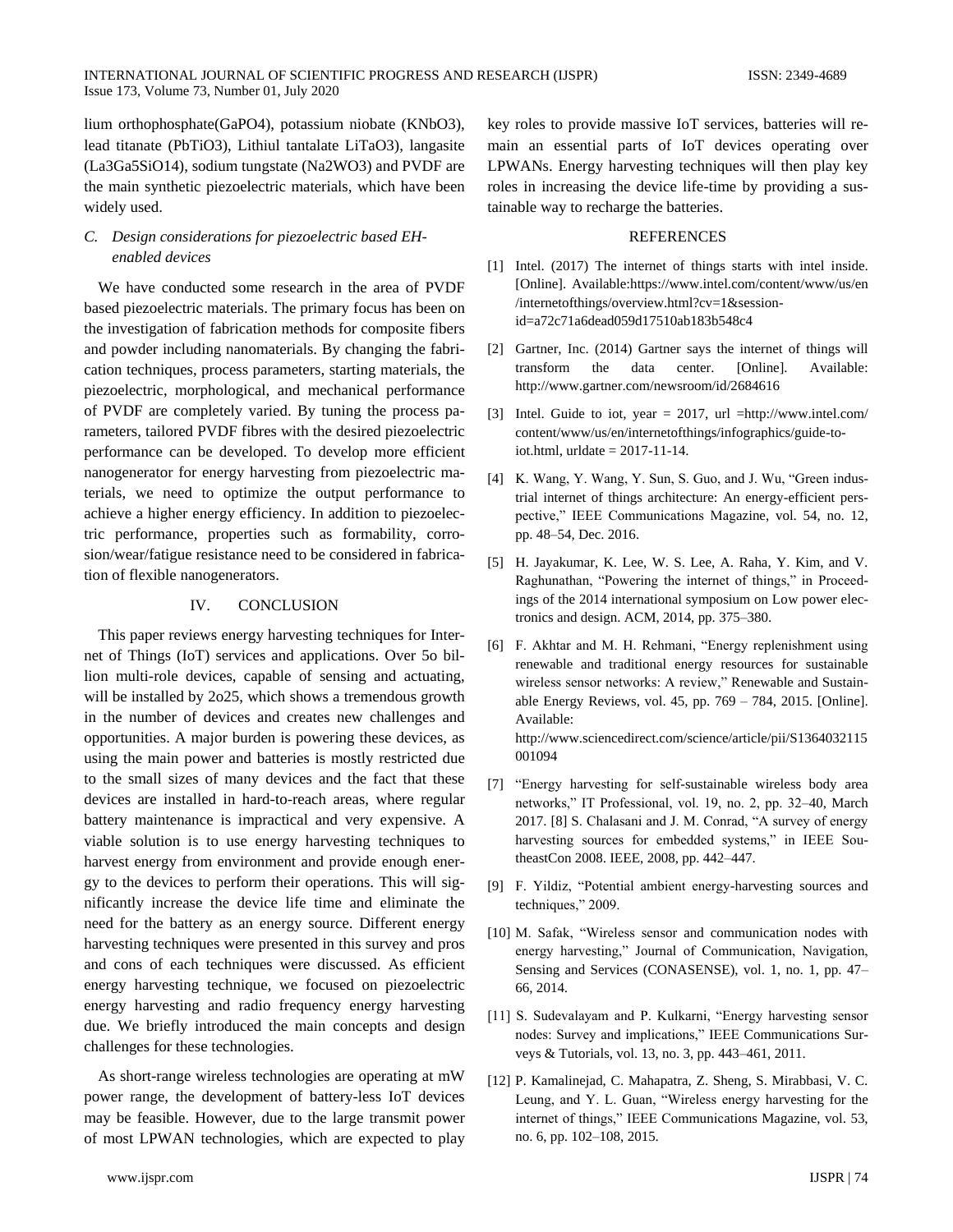lium orthophosphate($GaPO_4$), potassium niobate ($KNbO_3$), lead titanate ($PbTiO_3$), Lithiul tantalate $LiTaO_3$), langasite ($La_3Ga_5SiO_{14}$), sodium tungstate ($Na_2WO_3$) and PVDF are the main synthetic piezoelectric materials, which have been widely used.

### *C. Design considerations for piezoelectric based EH-enabled devices*

We have conducted some research in the area of PVDF based piezoelectric materials. The primary focus has been on the investigation of fabrication methods for composite fibers and powder including nanomaterials. By changing the fabrication techniques, process parameters, starting materials, the piezoelectric, morphological, and mechanical performance of PVDF are completely varied. By tuning the process parameters, tailored PVDF fibres with the desired piezoelectric performance can be developed. To develop more efficient nanogenerator for energy harvesting from piezoelectric materials, we need to optimize the output performance to achieve a higher energy efficiency. In addition to piezoelectric performance, properties such as formability, corrosion/wear/fatigue resistance need to be considered in fabrication of flexible nanogenerators.

## IV. CONCLUSION

This paper reviews energy harvesting techniques for Internet of Things (IoT) services and applications. Over 5o billion multi-role devices, capable of sensing and actuating, will be installed by 2o25, which shows a tremendous growth in the number of devices and creates new challenges and opportunities. A major burden is powering these devices, as using the main power and batteries is mostly restricted due to the small sizes of many devices and the fact that these devices are installed in hard-to-reach areas, where regular battery maintenance is impractical and very expensive. A viable solution is to use energy harvesting techniques to harvest energy from environment and provide enough energy to the devices to perform their operations. This will significantly increase the device life time and eliminate the need for the battery as an energy source. Different energy harvesting techniques were presented in this survey and pros and cons of each techniques were discussed. As efficient energy harvesting technique, we focused on piezoelectric energy harvesting and radio frequency energy harvesting due. We briefly introduced the main concepts and design challenges for these technologies.

As short-range wireless technologies are operating at mW power range, the development of battery-less IoT devices may be feasible. However, due to the large transmit power of most LPWAN technologies, which are expected to play key roles to provide massive IoT services, batteries will remain an essential parts of IoT devices operating over LPWANs. Energy harvesting techniques will then play key roles in increasing the device life-time by providing a sustainable way to recharge the batteries.

## REFERENCES

[1] Intel. (2017) The internet of things starts with intel inside. [Online]. Available:https://www.intel.com/content/www/us/en/internetofthings/overview.html?cv=1&session-id=a72c71a6dead059d17510ab183b548c4

[2] Gartner, Inc. (2014) Gartner says the internet of things will transform the data center. [Online]. Available: http://www.gartner.com/newsroom/id/2684616

[3] Intel. Guide to iot, year = 2017, url =http://www.intel.com/content/www/us/en/internetofthings/infographics/guide-to-iot.html, urldate = 2017-11-14.

[4] K. Wang, Y. Wang, Y. Sun, S. Guo, and J. Wu, "Green industrial internet of things architecture: An energy-efficient perspective," IEEE Communications Magazine, vol. 54, no. 12, pp. 48–54, Dec. 2016.

[5] H. Jayakumar, K. Lee, W. S. Lee, A. Raha, Y. Kim, and V. Raghunathan, "Powering the internet of things," in Proceedings of the 2014 international symposium on Low power electronics and design. ACM, 2014, pp. 375–380.

[6] F. Akhtar and M. H. Rehmani, "Energy replenishment using renewable and traditional energy resources for sustainable wireless sensor networks: A review," Renewable and Sustainable Energy Reviews, vol. 45, pp. 769 – 784, 2015. [Online]. Available: http://www.sciencedirect.com/science/article/pii/S1364032115001094

[7] "Energy harvesting for self-sustainable wireless body area networks," IT Professional, vol. 19, no. 2, pp. 32–40, March 2017. [8] S. Chalasani and J. M. Conrad, "A survey of energy harvesting sources for embedded systems," in IEEE SoutheastCon 2008. IEEE, 2008, pp. 442–447.

[9] F. Yildiz, "Potential ambient energy-harvesting sources and techniques," 2009.

[10] M. Safak, "Wireless sensor and communication nodes with energy harvesting," Journal of Communication, Navigation, Sensing and Services (CONASENSE), vol. 1, no. 1, pp. 47–66, 2014.

[11] S. Sudevalayam and P. Kulkarni, "Energy harvesting sensor nodes: Survey and implications," IEEE Communications Surveys & Tutorials, vol. 13, no. 3, pp. 443–461, 2011.

[12] P. Kamalinejad, C. Mahapatra, Z. Sheng, S. Mirabbasi, V. C. Leung, and Y. L. Guan, "Wireless energy harvesting for the internet of things," IEEE Communications Magazine, vol. 53, no. 6, pp. 102–108, 2015.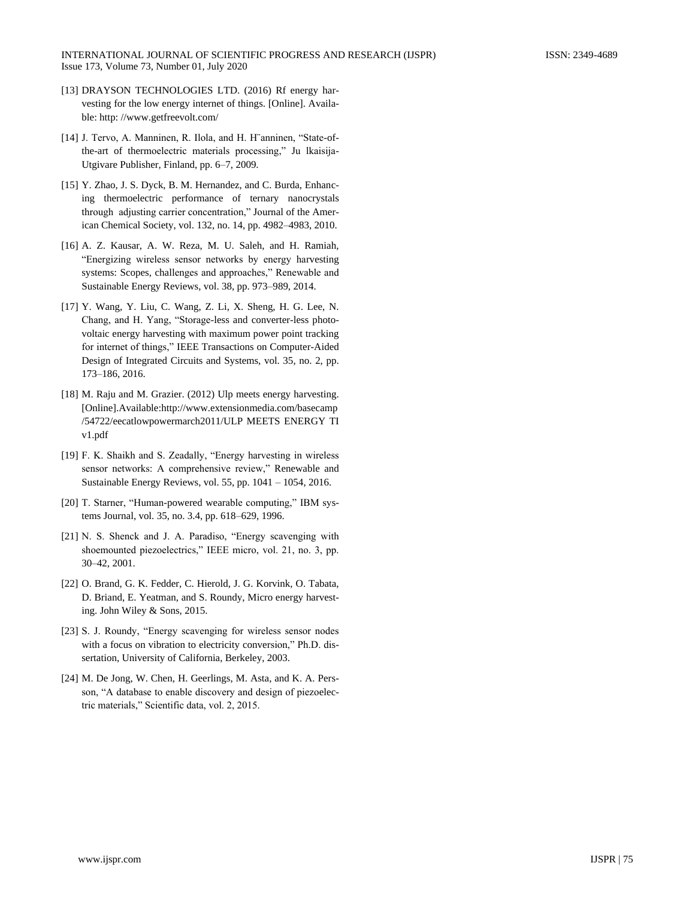[13] DRAYSON TECHNOLOGIES LTD. (2016) Rf energy harvesting for the low energy internet of things. [Online]. Available: http: //www.getfreevolt.com/

[14] J. Tervo, A. Manninen, R. Ilola, and H. H¨anninen, "State-of-the-art of thermoelectric materials processing," Ju lkaisija-Utgivare Publisher, Finland, pp. 6–7, 2009.

[15] Y. Zhao, J. S. Dyck, B. M. Hernandez, and C. Burda, Enhancing thermoelectric performance of ternary nanocrystals through adjusting carrier concentration," Journal of the American Chemical Society, vol. 132, no. 14, pp. 4982–4983, 2010.

[16] A. Z. Kausar, A. W. Reza, M. U. Saleh, and H. Ramiah, "Energizing wireless sensor networks by energy harvesting systems: Scopes, challenges and approaches," Renewable and Sustainable Energy Reviews, vol. 38, pp. 973–989, 2014.

[17] Y. Wang, Y. Liu, C. Wang, Z. Li, X. Sheng, H. G. Lee, N. Chang, and H. Yang, "Storage-less and converter-less photovoltaic energy harvesting with maximum power point tracking for internet of things," IEEE Transactions on Computer-Aided Design of Integrated Circuits and Systems, vol. 35, no. 2, pp. 173–186, 2016.

[18] M. Raju and M. Grazier. (2012) Ulp meets energy harvesting. [Online].Available:http://www.extensionmedia.com/basecamp/54722/eecatlowpowermarch2011/ULP MEETS ENERGY TI v1.pdf

[19] F. K. Shaikh and S. Zeadally, "Energy harvesting in wireless sensor networks: A comprehensive review," Renewable and Sustainable Energy Reviews, vol. 55, pp. 1041 – 1054, 2016.

[20] T. Starner, "Human-powered wearable computing," IBM systems Journal, vol. 35, no. 3.4, pp. 618–629, 1996.

[21] N. S. Shenck and J. A. Paradiso, "Energy scavenging with shoemounted piezoelectrics," IEEE micro, vol. 21, no. 3, pp. 30–42, 2001.

[22] O. Brand, G. K. Fedder, C. Hierold, J. G. Korvink, O. Tabata, D. Briand, E. Yeatman, and S. Roundy, Micro energy harvesting. John Wiley & Sons, 2015.

[23] S. J. Roundy, "Energy scavenging for wireless sensor nodes with a focus on vibration to electricity conversion," Ph.D. dissertation, University of California, Berkeley, 2003.

[24] M. De Jong, W. Chen, H. Geerlings, M. Asta, and K. A. Persson, "A database to enable discovery and design of piezoelectric materials," Scientific data, vol. 2, 2015.